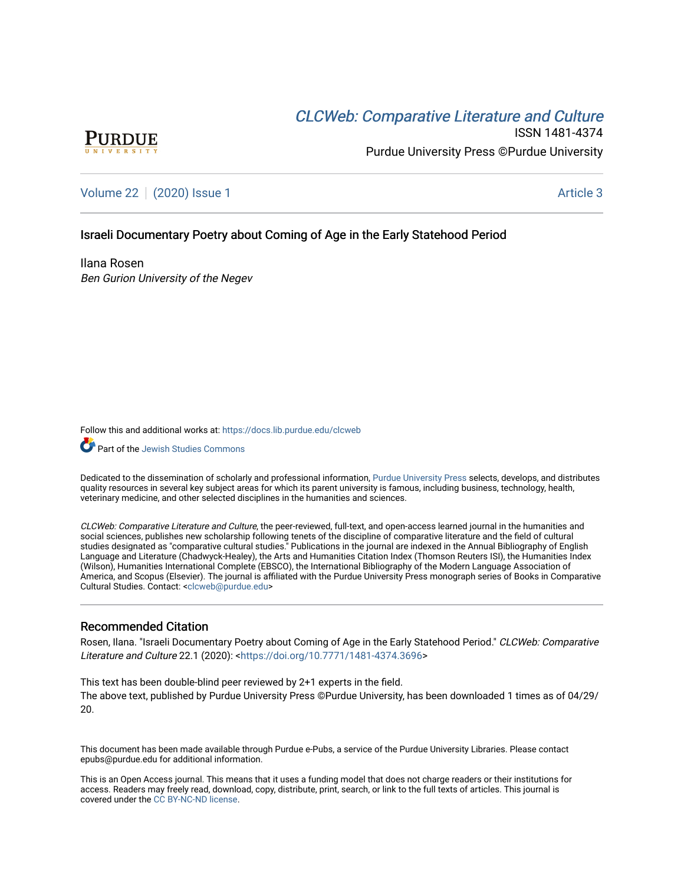CLCWeb: Comparative Literature and Culture

ISSN 1481-4374

Purdue University Press ©Purdue University

Volume 22 | (2020) Issue 1 Article 3

# Israeli Documentary Poetry about Coming of Age in the Early Statehood Period

Ilana Rosen

*Ben Gurion University of the Negev*

Follow this and additional works at: https://docs.lib.purdue.edu/clcweb

Part of the Jewish Studies Commons

Dedicated to the dissemination of scholarly and professional information, Purdue University Press selects, develops, and distributes quality resources in several key subject areas for which its parent university is famous, including business, technology, health, veterinary medicine, and other selected disciplines in the humanities and sciences.

*CLCWeb: Comparative Literature and Culture*, the peer-reviewed, full-text, and open-access learned journal in the humanities and social sciences, publishes new scholarship following tenets of the discipline of comparative literature and the field of cultural studies designated as "comparative cultural studies." Publications in the journal are indexed in the Annual Bibliography of English Language and Literature (Chadwyck-Healey), the Arts and Humanities Citation Index (Thomson Reuters ISI), the Humanities Index (Wilson), Humanities International Complete (EBSCO), the International Bibliography of the Modern Language Association of America, and Scopus (Elsevier). The journal is affiliated with the Purdue University Press monograph series of Books in Comparative Cultural Studies. Contact: <clcweb@purdue.edu>

## Recommended Citation

Rosen, Ilana. "Israeli Documentary Poetry about Coming of Age in the Early Statehood Period." *CLCWeb: Comparative Literature and Culture* 22.1 (2020): <https://doi.org/10.7771/1481-4374.3696>

This text has been double-blind peer reviewed by 2+1 experts in the field.
The above text, published by Purdue University Press ©Purdue University, has been downloaded 1 times as of 04/29/20.

This document has been made available through Purdue e-Pubs, a service of the Purdue University Libraries. Please contact epubs@purdue.edu for additional information.

This is an Open Access journal. This means that it uses a funding model that does not charge readers or their institutions for access. Readers may freely read, download, copy, distribute, print, search, or link to the full texts of articles. This journal is covered under the CC BY-NC-ND license.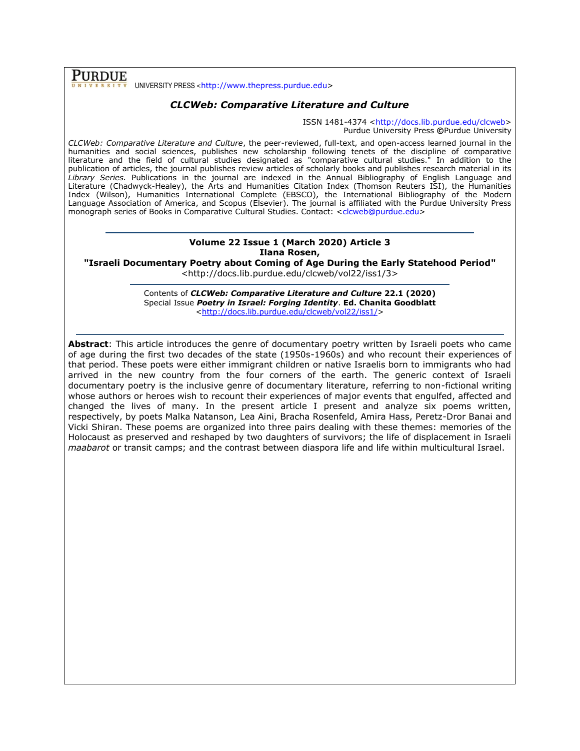**PURDUE** UNIVERSITY PRESS <http://www.thepress.purdue.edu>

## *CLCWeb: Comparative Literature and Culture*

ISSN 1481-4374 <http://docs.lib.purdue.edu/clcweb>
Purdue University Press ©Purdue University

*CLCWeb: Comparative Literature and Culture*, the peer-reviewed, full-text, and open-access learned journal in the humanities and social sciences, publishes new scholarship following tenets of the discipline of comparative literature and the field of cultural studies designated as "comparative cultural studies." In addition to the publication of articles, the journal publishes review articles of scholarly books and publishes research material in its *Library Series.* Publications in the journal are indexed in the Annual Bibliography of English Language and Literature (Chadwyck-Healey), the Arts and Humanities Citation Index (Thomson Reuters ISI), the Humanities Index (Wilson), Humanities International Complete (EBSCO), the International Bibliography of the Modern Language Association of America, and Scopus (Elsevier). The journal is affiliated with the Purdue University Press monograph series of Books in Comparative Cultural Studies. Contact: <clcweb@purdue.edu>

---

**Volume 22 Issue 1 (March 2020) Article 3**
**Ilana Rosen,**
**"Israeli Documentary Poetry about Coming of Age During the Early Statehood Period"**
<http://docs.lib.purdue.edu/clcweb/vol22/iss1/3>

---

Contents of ***CLCWeb: Comparative Literature and Culture* 22.1 (2020)**
Special Issue ***Poetry in Israel: Forging Identity*. Ed. Chanita Goodblatt**
<http://docs.lib.purdue.edu/clcweb/vol22/iss1/>

---

**Abstract**: This article introduces the genre of documentary poetry written by Israeli poets who came of age during the first two decades of the state (1950s-1960s) and who recount their experiences of that period. These poets were either immigrant children or native Israelis born to immigrants who had arrived in the new country from the four corners of the earth. The generic context of Israeli documentary poetry is the inclusive genre of documentary literature, referring to non-fictional writing whose authors or heroes wish to recount their experiences of major events that engulfed, affected and changed the lives of many. In the present article I present and analyze six poems written, respectively, by poets Malka Natanson, Lea Aini, Bracha Rosenfeld, Amira Hass, Peretz-Dror Banai and Vicki Shiran. These poems are organized into three pairs dealing with these themes: memories of the Holocaust as preserved and reshaped by two daughters of survivors; the life of displacement in Israeli *maabarot* or transit camps; and the contrast between diaspora life and life within multicultural Israel.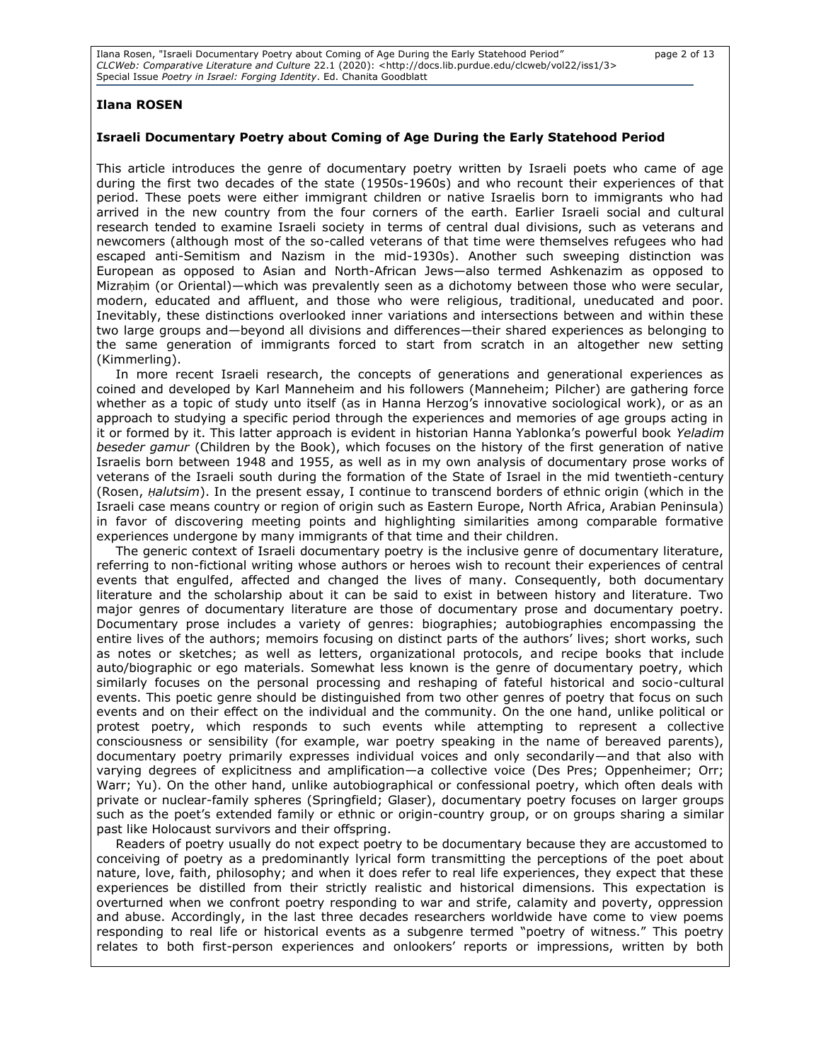**Ilana ROSEN**

**Israeli Documentary Poetry about Coming of Age During the Early Statehood Period**

This article introduces the genre of documentary poetry written by Israeli poets who came of age during the first two decades of the state (1950s-1960s) and who recount their experiences of that period. These poets were either immigrant children or native Israelis born to immigrants who had arrived in the new country from the four corners of the earth. Earlier Israeli social and cultural research tended to examine Israeli society in terms of central dual divisions, such as veterans and newcomers (although most of the so-called veterans of that time were themselves refugees who had escaped anti-Semitism and Nazism in the mid-1930s). Another such sweeping distinction was European as opposed to Asian and North-African Jews—also termed Ashkenazim as opposed to Mizraḥim (or Oriental)—which was prevalently seen as a dichotomy between those who were secular, modern, educated and affluent, and those who were religious, traditional, uneducated and poor. Inevitably, these distinctions overlooked inner variations and intersections between and within these two large groups and—beyond all divisions and differences—their shared experiences as belonging to the same generation of immigrants forced to start from scratch in an altogether new setting (Kimmerling).

In more recent Israeli research, the concepts of generations and generational experiences as coined and developed by Karl Manneheim and his followers (Manneheim; Pilcher) are gathering force whether as a topic of study unto itself (as in Hanna Herzog's innovative sociological work), or as an approach to studying a specific period through the experiences and memories of age groups acting in it or formed by it. This latter approach is evident in historian Hanna Yablonka's powerful book *Yeladim beseder gamur* (Children by the Book), which focuses on the history of the first generation of native Israelis born between 1948 and 1955, as well as in my own analysis of documentary prose works of veterans of the Israeli south during the formation of the State of Israel in the mid twentieth-century (Rosen, *Ḥalutsim*). In the present essay, I continue to transcend borders of ethnic origin (which in the Israeli case means country or region of origin such as Eastern Europe, North Africa, Arabian Peninsula) in favor of discovering meeting points and highlighting similarities among comparable formative experiences undergone by many immigrants of that time and their children.

The generic context of Israeli documentary poetry is the inclusive genre of documentary literature, referring to non-fictional writing whose authors or heroes wish to recount their experiences of central events that engulfed, affected and changed the lives of many. Consequently, both documentary literature and the scholarship about it can be said to exist in between history and literature. Two major genres of documentary literature are those of documentary prose and documentary poetry. Documentary prose includes a variety of genres: biographies; autobiographies encompassing the entire lives of the authors; memoirs focusing on distinct parts of the authors' lives; short works, such as notes or sketches; as well as letters, organizational protocols, and recipe books that include auto/biographic or ego materials. Somewhat less known is the genre of documentary poetry, which similarly focuses on the personal processing and reshaping of fateful historical and socio-cultural events. This poetic genre should be distinguished from two other genres of poetry that focus on such events and on their effect on the individual and the community. On the one hand, unlike political or protest poetry, which responds to such events while attempting to represent a collective consciousness or sensibility (for example, war poetry speaking in the name of bereaved parents), documentary poetry primarily expresses individual voices and only secondarily—and that also with varying degrees of explicitness and amplification—a collective voice (Des Pres; Oppenheimer; Orr; Warr; Yu). On the other hand, unlike autobiographical or confessional poetry, which often deals with private or nuclear-family spheres (Springfield; Glaser), documentary poetry focuses on larger groups such as the poet's extended family or ethnic or origin-country group, or on groups sharing a similar past like Holocaust survivors and their offspring.

Readers of poetry usually do not expect poetry to be documentary because they are accustomed to conceiving of poetry as a predominantly lyrical form transmitting the perceptions of the poet about nature, love, faith, philosophy; and when it does refer to real life experiences, they expect that these experiences be distilled from their strictly realistic and historical dimensions. This expectation is overturned when we confront poetry responding to war and strife, calamity and poverty, oppression and abuse. Accordingly, in the last three decades researchers worldwide have come to view poems responding to real life or historical events as a subgenre termed "poetry of witness." This poetry relates to both first-person experiences and onlookers' reports or impressions, written by both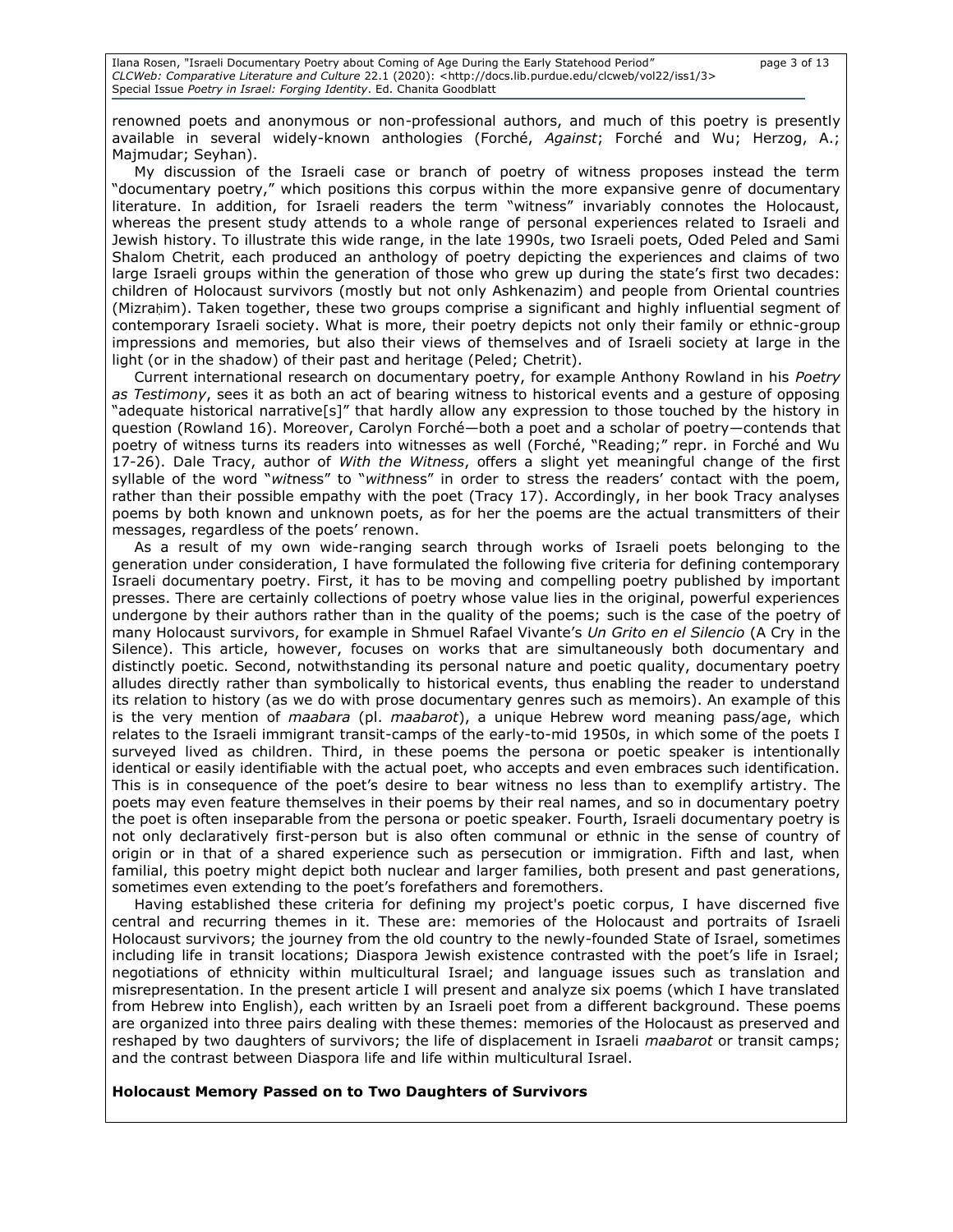renowned poets and anonymous or non-professional authors, and much of this poetry is presently available in several widely-known anthologies (Forché, *Against*; Forché and Wu; Herzog, A.; Majmudar; Seyhan).

My discussion of the Israeli case or branch of poetry of witness proposes instead the term "documentary poetry," which positions this corpus within the more expansive genre of documentary literature. In addition, for Israeli readers the term "witness" invariably connotes the Holocaust, whereas the present study attends to a whole range of personal experiences related to Israeli and Jewish history. To illustrate this wide range, in the late 1990s, two Israeli poets, Oded Peled and Sami Shalom Chetrit, each produced an anthology of poetry depicting the experiences and claims of two large Israeli groups within the generation of those who grew up during the state's first two decades: children of Holocaust survivors (mostly but not only Ashkenazim) and people from Oriental countries (Mizraḥim). Taken together, these two groups comprise a significant and highly influential segment of contemporary Israeli society. What is more, their poetry depicts not only their family or ethnic-group impressions and memories, but also their views of themselves and of Israeli society at large in the light (or in the shadow) of their past and heritage (Peled; Chetrit).

Current international research on documentary poetry, for example Anthony Rowland in his *Poetry as Testimony*, sees it as both an act of bearing witness to historical events and a gesture of opposing "adequate historical narrative[s]" that hardly allow any expression to those touched by the history in question (Rowland 16). Moreover, Carolyn Forché—both a poet and a scholar of poetry—contends that poetry of witness turns its readers into witnesses as well (Forché, "Reading;" repr. in Forché and Wu 17-26). Dale Tracy, author of *With the Witness*, offers a slight yet meaningful change of the first syllable of the word "*wit*ness" to "*with*ness" in order to stress the readers' contact with the poem, rather than their possible empathy with the poet (Tracy 17). Accordingly, in her book Tracy analyses poems by both known and unknown poets, as for her the poems are the actual transmitters of their messages, regardless of the poets' renown.

As a result of my own wide-ranging search through works of Israeli poets belonging to the generation under consideration, I have formulated the following five criteria for defining contemporary Israeli documentary poetry. First, it has to be moving and compelling poetry published by important presses. There are certainly collections of poetry whose value lies in the original, powerful experiences undergone by their authors rather than in the quality of the poems; such is the case of the poetry of many Holocaust survivors, for example in Shmuel Rafael Vivante's *Un Grito en el Silencio* (A Cry in the Silence). This article, however, focuses on works that are simultaneously both documentary and distinctly poetic. Second, notwithstanding its personal nature and poetic quality, documentary poetry alludes directly rather than symbolically to historical events, thus enabling the reader to understand its relation to history (as we do with prose documentary genres such as memoirs). An example of this is the very mention of *maabara* (pl. *maabarot*), a unique Hebrew word meaning pass/age, which relates to the Israeli immigrant transit-camps of the early-to-mid 1950s, in which some of the poets I surveyed lived as children. Third, in these poems the persona or poetic speaker is intentionally identical or easily identifiable with the actual poet, who accepts and even embraces such identification. This is in consequence of the poet's desire to bear witness no less than to exemplify artistry. The poets may even feature themselves in their poems by their real names, and so in documentary poetry the poet is often inseparable from the persona or poetic speaker. Fourth, Israeli documentary poetry is not only declaratively first-person but is also often communal or ethnic in the sense of country of origin or in that of a shared experience such as persecution or immigration. Fifth and last, when familial, this poetry might depict both nuclear and larger families, both present and past generations, sometimes even extending to the poet's forefathers and foremothers.

Having established these criteria for defining my project's poetic corpus, I have discerned five central and recurring themes in it. These are: memories of the Holocaust and portraits of Israeli Holocaust survivors; the journey from the old country to the newly-founded State of Israel, sometimes including life in transit locations; Diaspora Jewish existence contrasted with the poet's life in Israel; negotiations of ethnicity within multicultural Israel; and language issues such as translation and misrepresentation. In the present article I will present and analyze six poems (which I have translated from Hebrew into English), each written by an Israeli poet from a different background. These poems are organized into three pairs dealing with these themes: memories of the Holocaust as preserved and reshaped by two daughters of survivors; the life of displacement in Israeli *maabarot* or transit camps; and the contrast between Diaspora life and life within multicultural Israel.

**Holocaust Memory Passed on to Two Daughters of Survivors**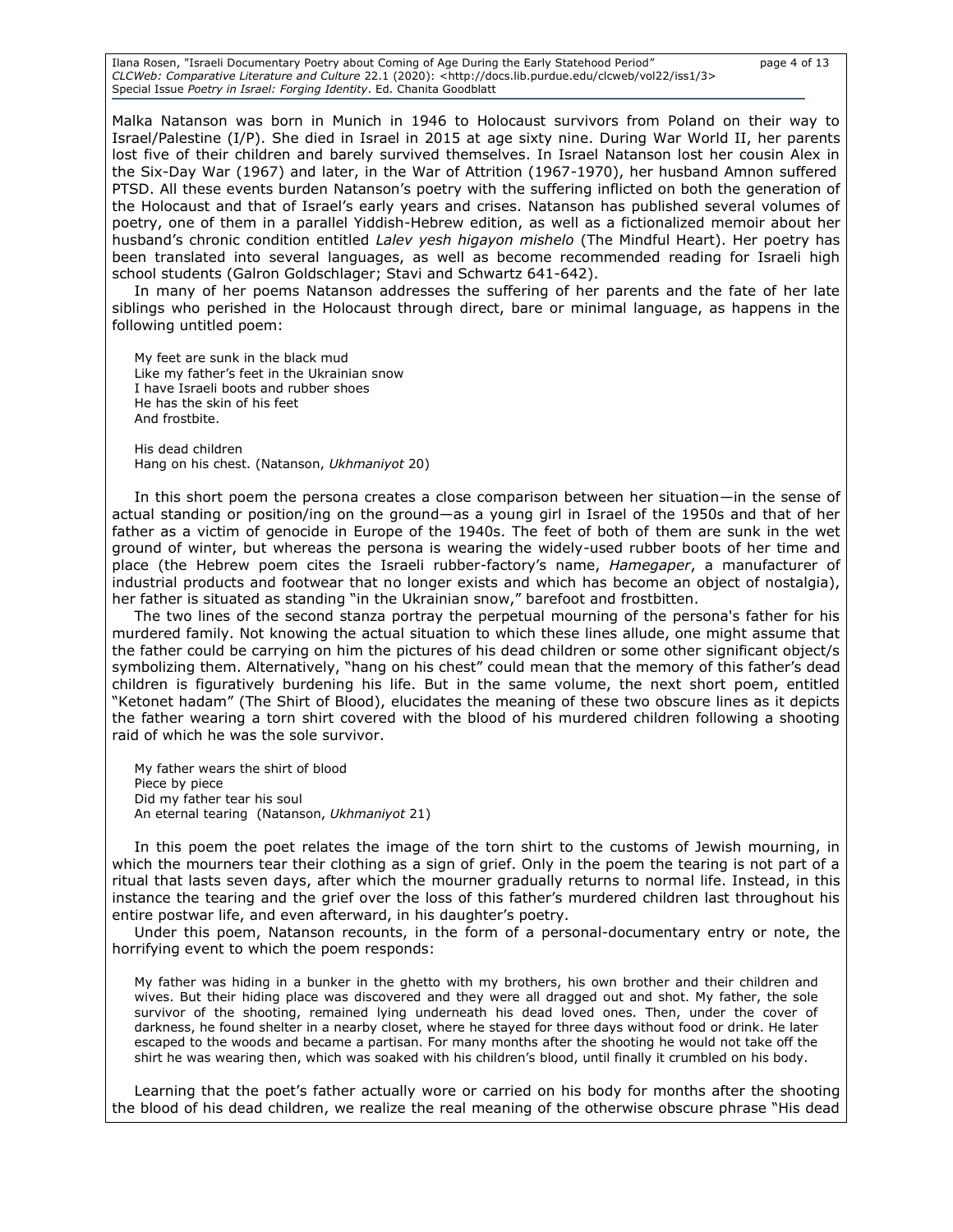Malka Natanson was born in Munich in 1946 to Holocaust survivors from Poland on their way to Israel/Palestine (I/P). She died in Israel in 2015 at age sixty nine. During War World II, her parents lost five of their children and barely survived themselves. In Israel Natanson lost her cousin Alex in the Six-Day War (1967) and later, in the War of Attrition (1967-1970), her husband Amnon suffered PTSD. All these events burden Natanson's poetry with the suffering inflicted on both the generation of the Holocaust and that of Israel's early years and crises. Natanson has published several volumes of poetry, one of them in a parallel Yiddish-Hebrew edition, as well as a fictionalized memoir about her husband's chronic condition entitled *Lalev yesh higayon mishelo* (The Mindful Heart). Her poetry has been translated into several languages, as well as become recommended reading for Israeli high school students (Galron Goldschlager; Stavi and Schwartz 641-642).

In many of her poems Natanson addresses the suffering of her parents and the fate of her late siblings who perished in the Holocaust through direct, bare or minimal language, as happens in the following untitled poem:

> My feet are sunk in the black mud
> Like my father's feet in the Ukrainian snow
> I have Israeli boots and rubber shoes
> He has the skin of his feet
> And frostbite.
>
> His dead children
> Hang on his chest. (Natanson, *Ukhmaniyot* 20)

In this short poem the persona creates a close comparison between her situation—in the sense of actual standing or position/ing on the ground—as a young girl in Israel of the 1950s and that of her father as a victim of genocide in Europe of the 1940s. The feet of both of them are sunk in the wet ground of winter, but whereas the persona is wearing the widely-used rubber boots of her time and place (the Hebrew poem cites the Israeli rubber-factory's name, *Hamegaper*, a manufacturer of industrial products and footwear that no longer exists and which has become an object of nostalgia), her father is situated as standing "in the Ukrainian snow," barefoot and frostbitten.

The two lines of the second stanza portray the perpetual mourning of the persona's father for his murdered family. Not knowing the actual situation to which these lines allude, one might assume that the father could be carrying on him the pictures of his dead children or some other significant object/s symbolizing them. Alternatively, "hang on his chest" could mean that the memory of this father's dead children is figuratively burdening his life. But in the same volume, the next short poem, entitled "Ketonet hadam" (The Shirt of Blood), elucidates the meaning of these two obscure lines as it depicts the father wearing a torn shirt covered with the blood of his murdered children following a shooting raid of which he was the sole survivor.

> My father wears the shirt of blood
> Piece by piece
> Did my father tear his soul
> An eternal tearing (Natanson, *Ukhmaniyot* 21)

In this poem the poet relates the image of the torn shirt to the customs of Jewish mourning, in which the mourners tear their clothing as a sign of grief. Only in the poem the tearing is not part of a ritual that lasts seven days, after which the mourner gradually returns to normal life. Instead, in this instance the tearing and the grief over the loss of this father's murdered children last throughout his entire postwar life, and even afterward, in his daughter's poetry.

Under this poem, Natanson recounts, in the form of a personal-documentary entry or note, the horrifying event to which the poem responds:

> My father was hiding in a bunker in the ghetto with my brothers, his own brother and their children and wives. But their hiding place was discovered and they were all dragged out and shot. My father, the sole survivor of the shooting, remained lying underneath his dead loved ones. Then, under the cover of darkness, he found shelter in a nearby closet, where he stayed for three days without food or drink. He later escaped to the woods and became a partisan. For many months after the shooting he would not take off the shirt he was wearing then, which was soaked with his children's blood, until finally it crumbled on his body.

Learning that the poet's father actually wore or carried on his body for months after the shooting the blood of his dead children, we realize the real meaning of the otherwise obscure phrase "His dead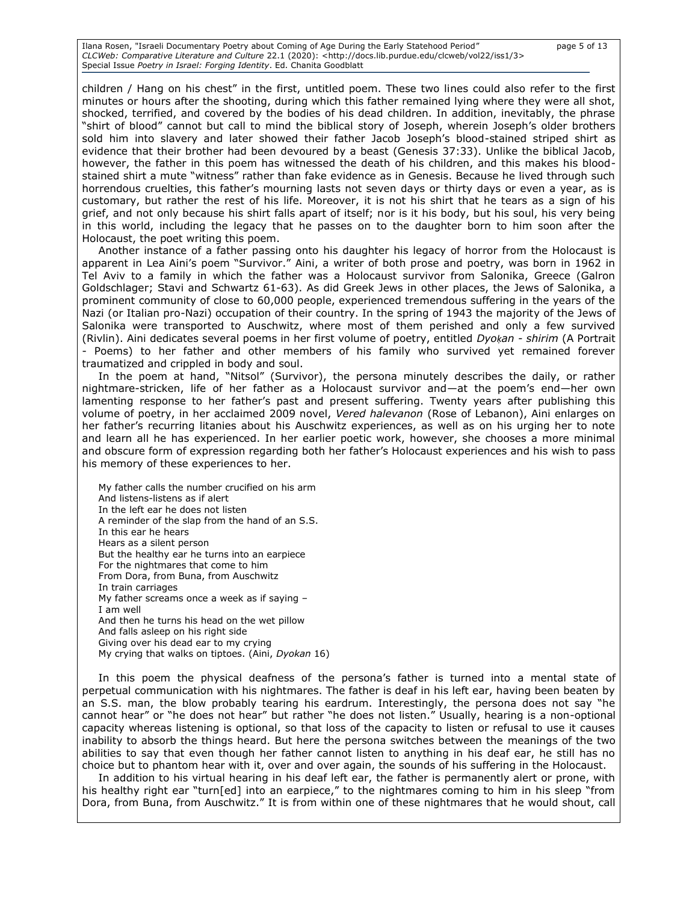children / Hang on his chest" in the first, untitled poem. These two lines could also refer to the first minutes or hours after the shooting, during which this father remained lying where they were all shot, shocked, terrified, and covered by the bodies of his dead children. In addition, inevitably, the phrase "shirt of blood" cannot but call to mind the biblical story of Joseph, wherein Joseph's older brothers sold him into slavery and later showed their father Jacob Joseph's blood-stained striped shirt as evidence that their brother had been devoured by a beast (Genesis 37:33). Unlike the biblical Jacob, however, the father in this poem has witnessed the death of his children, and this makes his blood-stained shirt a mute "witness" rather than fake evidence as in Genesis. Because he lived through such horrendous cruelties, this father's mourning lasts not seven days or thirty days or even a year, as is customary, but rather the rest of his life. Moreover, it is not his shirt that he tears as a sign of his grief, and not only because his shirt falls apart of itself; nor is it his body, but his soul, his very being in this world, including the legacy that he passes on to the daughter born to him soon after the Holocaust, the poet writing this poem.

Another instance of a father passing onto his daughter his legacy of horror from the Holocaust is apparent in Lea Aini's poem "Survivor." Aini, a writer of both prose and poetry, was born in 1962 in Tel Aviv to a family in which the father was a Holocaust survivor from Salonika, Greece (Galron Goldschlager; Stavi and Schwartz 61-63). As did Greek Jews in other places, the Jews of Salonika, a prominent community of close to 60,000 people, experienced tremendous suffering in the years of the Nazi (or Italian pro-Nazi) occupation of their country. In the spring of 1943 the majority of the Jews of Salonika were transported to Auschwitz, where most of them perished and only a few survived (Rivlin). Aini dedicates several poems in her first volume of poetry, entitled *Dyoḳan - shirim* (A Portrait - Poems) to her father and other members of his family who survived yet remained forever traumatized and crippled in body and soul.

In the poem at hand, "Nitsol" (Survivor), the persona minutely describes the daily, or rather nightmare-stricken, life of her father as a Holocaust survivor and—at the poem's end—her own lamenting response to her father's past and present suffering. Twenty years after publishing this volume of poetry, in her acclaimed 2009 novel, *Vered halevanon* (Rose of Lebanon), Aini enlarges on her father's recurring litanies about his Auschwitz experiences, as well as on his urging her to note and learn all he has experienced. In her earlier poetic work, however, she chooses a more minimal and obscure form of expression regarding both her father's Holocaust experiences and his wish to pass his memory of these experiences to her.

My father calls the number crucified on his arm
And listens-listens as if alert
In the left ear he does not listen
A reminder of the slap from the hand of an S.S.
In this ear he hears
Hears as a silent person
But the healthy ear he turns into an earpiece
For the nightmares that come to him
From Dora, from Buna, from Auschwitz
In train carriages
My father screams once a week as if saying –
I am well
And then he turns his head on the wet pillow
And falls asleep on his right side
Giving over his dead ear to my crying
My crying that walks on tiptoes. (Aini, *Dyokan* 16)

In this poem the physical deafness of the persona's father is turned into a mental state of perpetual communication with his nightmares. The father is deaf in his left ear, having been beaten by an S.S. man, the blow probably tearing his eardrum. Interestingly, the persona does not say "he cannot hear" or "he does not hear" but rather "he does not listen." Usually, hearing is a non-optional capacity whereas listening is optional, so that loss of the capacity to listen or refusal to use it causes inability to absorb the things heard. But here the persona switches between the meanings of the two abilities to say that even though her father cannot listen to anything in his deaf ear, he still has no choice but to phantom hear with it, over and over again, the sounds of his suffering in the Holocaust.

In addition to his virtual hearing in his deaf left ear, the father is permanently alert or prone, with his healthy right ear "turn[ed] into an earpiece," to the nightmares coming to him in his sleep "from Dora, from Buna, from Auschwitz." It is from within one of these nightmares that he would shout, call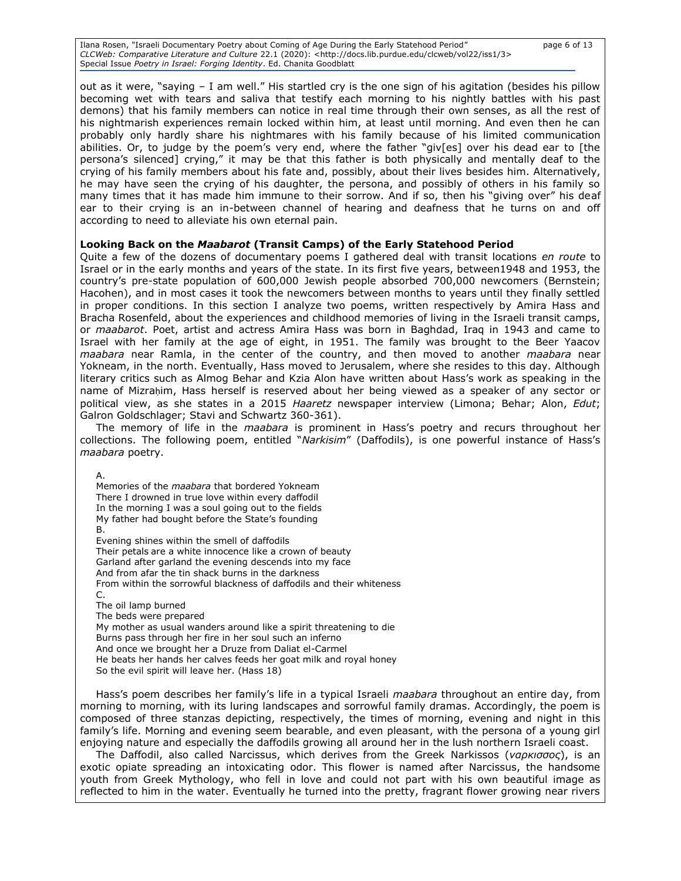out as it were, "saying – I am well." His startled cry is the one sign of his agitation (besides his pillow becoming wet with tears and saliva that testify each morning to his nightly battles with his past demons) that his family members can notice in real time through their own senses, as all the rest of his nightmarish experiences remain locked within him, at least until morning. And even then he can probably only hardly share his nightmares with his family because of his limited communication abilities. Or, to judge by the poem's very end, where the father "giv[es] over his dead ear to [the persona's silenced] crying," it may be that this father is both physically and mentally deaf to the crying of his family members about his fate and, possibly, about their lives besides him. Alternatively, he may have seen the crying of his daughter, the persona, and possibly of others in his family so many times that it has made him immune to their sorrow. And if so, then his "giving over" his deaf ear to their crying is an in-between channel of hearing and deafness that he turns on and off according to need to alleviate his own eternal pain.

**Looking Back on the *Maabarot* (Transit Camps) of the Early Statehood Period**

Quite a few of the dozens of documentary poems I gathered deal with transit locations *en route* to Israel or in the early months and years of the state. In its first five years, between1948 and 1953, the country's pre-state population of 600,000 Jewish people absorbed 700,000 newcomers (Bernstein; Hacohen), and in most cases it took the newcomers between months to years until they finally settled in proper conditions. In this section I analyze two poems, written respectively by Amira Hass and Bracha Rosenfeld, about the experiences and childhood memories of living in the Israeli transit camps, or *maabarot*. Poet, artist and actress Amira Hass was born in Baghdad, Iraq in 1943 and came to Israel with her family at the age of eight, in 1951. The family was brought to the Beer Yaacov *maabara* near Ramla, in the center of the country, and then moved to another *maabara* near Yokneam, in the north. Eventually, Hass moved to Jerusalem, where she resides to this day. Although literary critics such as Almog Behar and Kzia Alon have written about Hass's work as speaking in the name of Mizraḥim, Hass herself is reserved about her being viewed as a speaker of any sector or political view, as she states in a 2015 *Haaretz* newspaper interview (Limona; Behar; Alon, *Edut*; Galron Goldschlager; Stavi and Schwartz 360-361).

The memory of life in the *maabara* is prominent in Hass's poetry and recurs throughout her collections. The following poem, entitled "*Narkisim*" (Daffodils), is one powerful instance of Hass's *maabara* poetry.

> A.
> Memories of the *maabara* that bordered Yokneam
> There I drowned in true love within every daffodil
> In the morning I was a soul going out to the fields
> My father had bought before the State's founding
> B.
> Evening shines within the smell of daffodils
> Their petals are a white innocence like a crown of beauty
> Garland after garland the evening descends into my face
> And from afar the tin shack burns in the darkness
> From within the sorrowful blackness of daffodils and their whiteness
> C.
> The oil lamp burned
> The beds were prepared
> My mother as usual wanders around like a spirit threatening to die
> Burns pass through her fire in her soul such an inferno
> And once we brought her a Druze from Daliat el-Carmel
> He beats her hands her calves feeds her goat milk and royal honey
> So the evil spirit will leave her. (Hass 18)

Hass's poem describes her family's life in a typical Israeli *maabara* throughout an entire day, from morning to morning, with its luring landscapes and sorrowful family dramas. Accordingly, the poem is composed of three stanzas depicting, respectively, the times of morning, evening and night in this family's life. Morning and evening seem bearable, and even pleasant, with the persona of a young girl enjoying nature and especially the daffodils growing all around her in the lush northern Israeli coast.

The Daffodil, also called Narcissus, which derives from the Greek Narkissos (*ναρκισσος*), is an exotic opiate spreading an intoxicating odor. This flower is named after Narcissus, the handsome youth from Greek Mythology, who fell in love and could not part with his own beautiful image as reflected to him in the water. Eventually he turned into the pretty, fragrant flower growing near rivers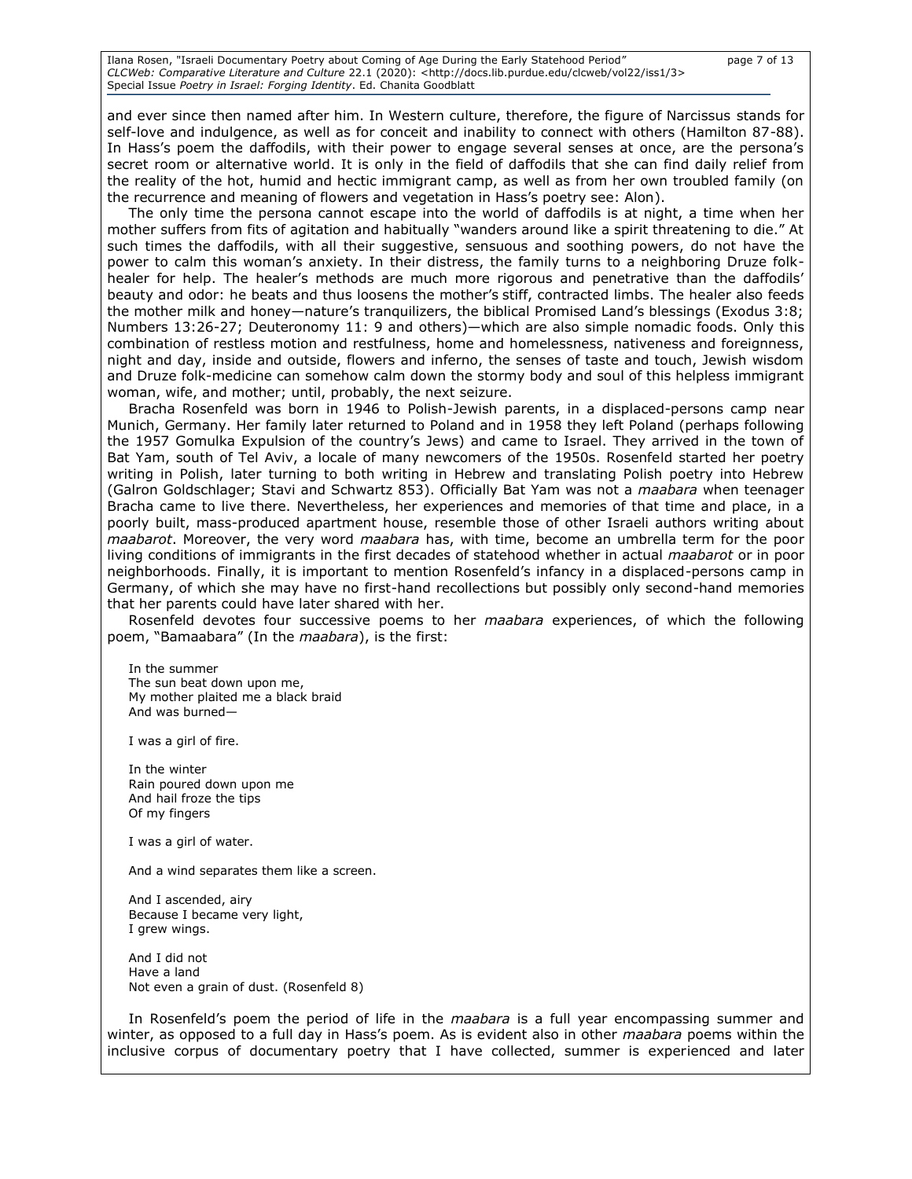and ever since then named after him. In Western culture, therefore, the figure of Narcissus stands for self-love and indulgence, as well as for conceit and inability to connect with others (Hamilton 87-88). In Hass's poem the daffodils, with their power to engage several senses at once, are the persona's secret room or alternative world. It is only in the field of daffodils that she can find daily relief from the reality of the hot, humid and hectic immigrant camp, as well as from her own troubled family (on the recurrence and meaning of flowers and vegetation in Hass's poetry see: Alon).

The only time the persona cannot escape into the world of daffodils is at night, a time when her mother suffers from fits of agitation and habitually "wanders around like a spirit threatening to die." At such times the daffodils, with all their suggestive, sensuous and soothing powers, do not have the power to calm this woman's anxiety. In their distress, the family turns to a neighboring Druze folk-healer for help. The healer's methods are much more rigorous and penetrative than the daffodils' beauty and odor: he beats and thus loosens the mother's stiff, contracted limbs. The healer also feeds the mother milk and honey—nature's tranquilizers, the biblical Promised Land's blessings (Exodus 3:8; Numbers 13:26-27; Deuteronomy 11: 9 and others)—which are also simple nomadic foods. Only this combination of restless motion and restfulness, home and homelessness, nativeness and foreignness, night and day, inside and outside, flowers and inferno, the senses of taste and touch, Jewish wisdom and Druze folk-medicine can somehow calm down the stormy body and soul of this helpless immigrant woman, wife, and mother; until, probably, the next seizure.

Bracha Rosenfeld was born in 1946 to Polish-Jewish parents, in a displaced-persons camp near Munich, Germany. Her family later returned to Poland and in 1958 they left Poland (perhaps following the 1957 Gomulka Expulsion of the country's Jews) and came to Israel. They arrived in the town of Bat Yam, south of Tel Aviv, a locale of many newcomers of the 1950s. Rosenfeld started her poetry writing in Polish, later turning to both writing in Hebrew and translating Polish poetry into Hebrew (Galron Goldschlager; Stavi and Schwartz 853). Officially Bat Yam was not a *maabara* when teenager Bracha came to live there. Nevertheless, her experiences and memories of that time and place, in a poorly built, mass-produced apartment house, resemble those of other Israeli authors writing about *maabarot*. Moreover, the very word *maabara* has, with time, become an umbrella term for the poor living conditions of immigrants in the first decades of statehood whether in actual *maabarot* or in poor neighborhoods. Finally, it is important to mention Rosenfeld's infancy in a displaced-persons camp in Germany, of which she may have no first-hand recollections but possibly only second-hand memories that her parents could have later shared with her.

Rosenfeld devotes four successive poems to her *maabara* experiences, of which the following poem, "Bamaabara" (In the *maabara*), is the first:

> In the summer
> The sun beat down upon me,
> My mother plaited me a black braid
> And was burned—
>
> I was a girl of fire.
>
> In the winter
> Rain poured down upon me
> And hail froze the tips
> Of my fingers
>
> I was a girl of water.
>
> And a wind separates them like a screen.
>
> And I ascended, airy
> Because I became very light,
> I grew wings.
>
> And I did not
> Have a land
> Not even a grain of dust. (Rosenfeld 8)

In Rosenfeld's poem the period of life in the *maabara* is a full year encompassing summer and winter, as opposed to a full day in Hass's poem. As is evident also in other *maabara* poems within the inclusive corpus of documentary poetry that I have collected, summer is experienced and later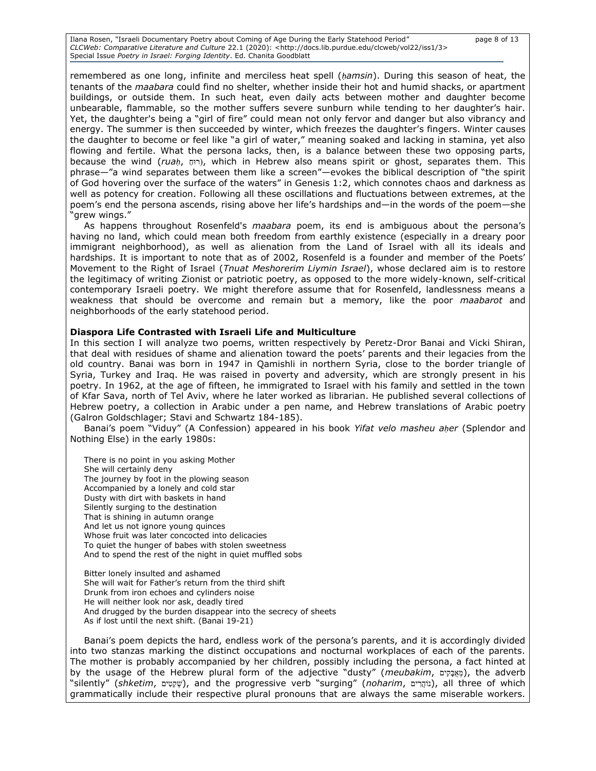remembered as one long, infinite and merciless heat spell (*ḥamsin*). During this season of heat, the tenants of the *maabara* could find no shelter, whether inside their hot and humid shacks, or apartment buildings, or outside them. In such heat, even daily acts between mother and daughter become unbearable, flammable, so the mother suffers severe sunburn while tending to her daughter's hair. Yet, the daughter's being a "girl of fire" could mean not only fervor and danger but also vibrancy and energy. The summer is then succeeded by winter, which freezes the daughter's fingers. Winter causes the daughter to become or feel like "a girl of water," meaning soaked and lacking in stamina, yet also flowing and fertile. What the persona lacks, then, is a balance between these two opposing parts, because the wind (*ruaḥ*, רוּחַ), which in Hebrew also means spirit or ghost, separates them. This phrase—"a wind separates between them like a screen"—evokes the biblical description of "the spirit of God hovering over the surface of the waters" in Genesis 1:2, which connotes chaos and darkness as well as potency for creation. Following all these oscillations and fluctuations between extremes, at the poem's end the persona ascends, rising above her life's hardships and—in the words of the poem—she "grew wings."

As happens throughout Rosenfeld's *maabara* poem, its end is ambiguous about the persona's having no land, which could mean both freedom from earthly existence (especially in a dreary poor immigrant neighborhood), as well as alienation from the Land of Israel with all its ideals and hardships. It is important to note that as of 2002, Rosenfeld is a founder and member of the Poets' Movement to the Right of Israel (*Tnuat Meshorerim Liymin Israel*), whose declared aim is to restore the legitimacy of writing Zionist or patriotic poetry, as opposed to the more widely-known, self-critical contemporary Israeli poetry. We might therefore assume that for Rosenfeld, landlessness means a weakness that should be overcome and remain but a memory, like the poor *maabarot* and neighborhoods of the early statehood period.

**Diaspora Life Contrasted with Israeli Life and Multiculture**

In this section I will analyze two poems, written respectively by Peretz-Dror Banai and Vicki Shiran, that deal with residues of shame and alienation toward the poets' parents and their legacies from the old country. Banai was born in 1947 in Qamishli in northern Syria, close to the border triangle of Syria, Turkey and Iraq. He was raised in poverty and adversity, which are strongly present in his poetry. In 1962, at the age of fifteen, he immigrated to Israel with his family and settled in the town of Kfar Sava, north of Tel Aviv, where he later worked as librarian. He published several collections of Hebrew poetry, a collection in Arabic under a pen name, and Hebrew translations of Arabic poetry (Galron Goldschlager; Stavi and Schwartz 184-185).

Banai's poem "Viduy" (A Confession) appeared in his book *Yifat velo masheu aḥer* (Splendor and Nothing Else) in the early 1980s:

There is no point in you asking Mother
She will certainly deny
The journey by foot in the plowing season
Accompanied by a lonely and cold star
Dusty with dirt with baskets in hand
Silently surging to the destination
That is shining in autumn orange
And let us not ignore young quinces
Whose fruit was later concocted into delicacies
To quiet the hunger of babes with stolen sweetness
And to spend the rest of the night in quiet muffled sobs

Bitter lonely insulted and ashamed
She will wait for Father's return from the third shift
Drunk from iron echoes and cylinders noise
He will neither look nor ask, deadly tired
And drugged by the burden disappear into the secrecy of sheets
As if lost until the next shift. (Banai 19-21)

Banai's poem depicts the hard, endless work of the persona's parents, and it is accordingly divided into two stanzas marking the distinct occupations and nocturnal workplaces of each of the parents. The mother is probably accompanied by her children, possibly including the persona, a fact hinted at by the usage of the Hebrew plural form of the adjective "dusty" (*meubakim*, מְאֻבָּקִים), the adverb "silently" (*shketim*, שְׁקֵטִים), and the progressive verb "surging" (*noharim*, נוֹהֲרִים), all three of which grammatically include their respective plural pronouns that are always the same miserable workers.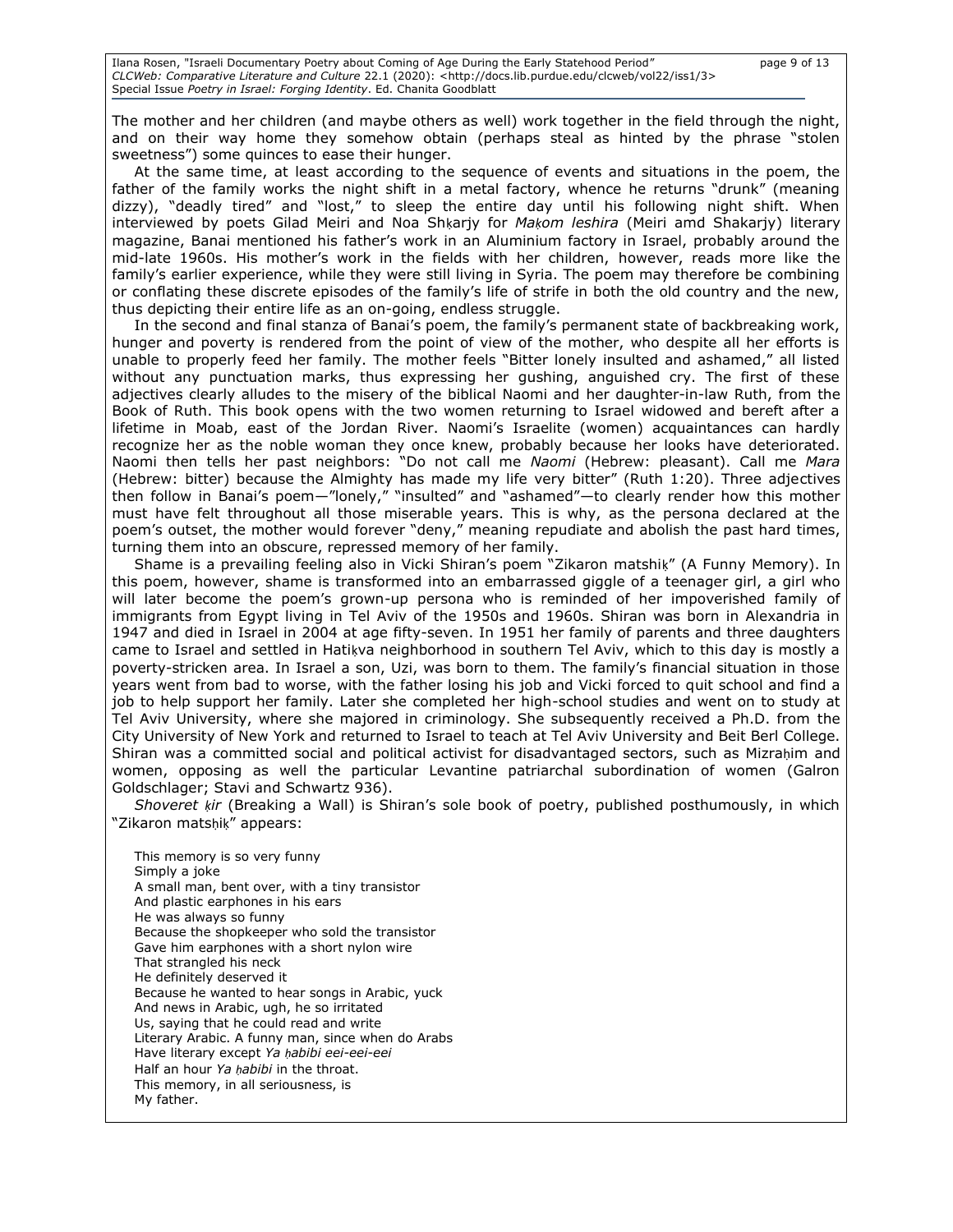The mother and her children (and maybe others as well) work together in the field through the night, and on their way home they somehow obtain (perhaps steal as hinted by the phrase "stolen sweetness") some quinces to ease their hunger.

At the same time, at least according to the sequence of events and situations in the poem, the father of the family works the night shift in a metal factory, whence he returns "drunk" (meaning dizzy), "deadly tired" and "lost," to sleep the entire day until his following night shift. When interviewed by poets Gilad Meiri and Noa Shḳarjy for *Maḳom leshira* (Meiri amd Shakarjy) literary magazine, Banai mentioned his father's work in an Aluminium factory in Israel, probably around the mid-late 1960s. His mother's work in the fields with her children, however, reads more like the family's earlier experience, while they were still living in Syria. The poem may therefore be combining or conflating these discrete episodes of the family's life of strife in both the old country and the new, thus depicting their entire life as an on-going, endless struggle.

In the second and final stanza of Banai's poem, the family's permanent state of backbreaking work, hunger and poverty is rendered from the point of view of the mother, who despite all her efforts is unable to properly feed her family. The mother feels "Bitter lonely insulted and ashamed," all listed without any punctuation marks, thus expressing her gushing, anguished cry. The first of these adjectives clearly alludes to the misery of the biblical Naomi and her daughter-in-law Ruth, from the Book of Ruth. This book opens with the two women returning to Israel widowed and bereft after a lifetime in Moab, east of the Jordan River. Naomi's Israelite (women) acquaintances can hardly recognize her as the noble woman they once knew, probably because her looks have deteriorated. Naomi then tells her past neighbors: "Do not call me *Naomi* (Hebrew: pleasant). Call me *Mara* (Hebrew: bitter) because the Almighty has made my life very bitter" (Ruth 1:20). Three adjectives then follow in Banai's poem—"lonely," "insulted" and "ashamed"—to clearly render how this mother must have felt throughout all those miserable years. This is why, as the persona declared at the poem's outset, the mother would forever "deny," meaning repudiate and abolish the past hard times, turning them into an obscure, repressed memory of her family.

Shame is a prevailing feeling also in Vicki Shiran's poem "Zikaron matshiḳ" (A Funny Memory). In this poem, however, shame is transformed into an embarrassed giggle of a teenager girl, a girl who will later become the poem's grown-up persona who is reminded of her impoverished family of immigrants from Egypt living in Tel Aviv of the 1950s and 1960s. Shiran was born in Alexandria in 1947 and died in Israel in 2004 at age fifty-seven. In 1951 her family of parents and three daughters came to Israel and settled in Hatiḳva neighborhood in southern Tel Aviv, which to this day is mostly a poverty-stricken area. In Israel a son, Uzi, was born to them. The family's financial situation in those years went from bad to worse, with the father losing his job and Vicki forced to quit school and find a job to help support her family. Later she completed her high-school studies and went on to study at Tel Aviv University, where she majored in criminology. She subsequently received a Ph.D. from the City University of New York and returned to Israel to teach at Tel Aviv University and Beit Berl College. Shiran was a committed social and political activist for disadvantaged sectors, such as Mizraḥim and women, opposing as well the particular Levantine patriarchal subordination of women (Galron Goldschlager; Stavi and Schwartz 936).

*Shoveret ḳir* (Breaking a Wall) is Shiran's sole book of poetry, published posthumously, in which "Zikaron matsḥiḳ" appears:

This memory is so very funny  
Simply a joke  
A small man, bent over, with a tiny transistor  
And plastic earphones in his ears  
He was always so funny  
Because the shopkeeper who sold the transistor  
Gave him earphones with a short nylon wire  
That strangled his neck  
He definitely deserved it  
Because he wanted to hear songs in Arabic, yuck  
And news in Arabic, ugh, he so irritated  
Us, saying that he could read and write  
Literary Arabic. A funny man, since when do Arabs  
Have literary except *Ya ḥabibi eei-eei-eei*  
Half an hour *Ya ḥabibi* in the throat.  
This memory, in all seriousness, is  
My father.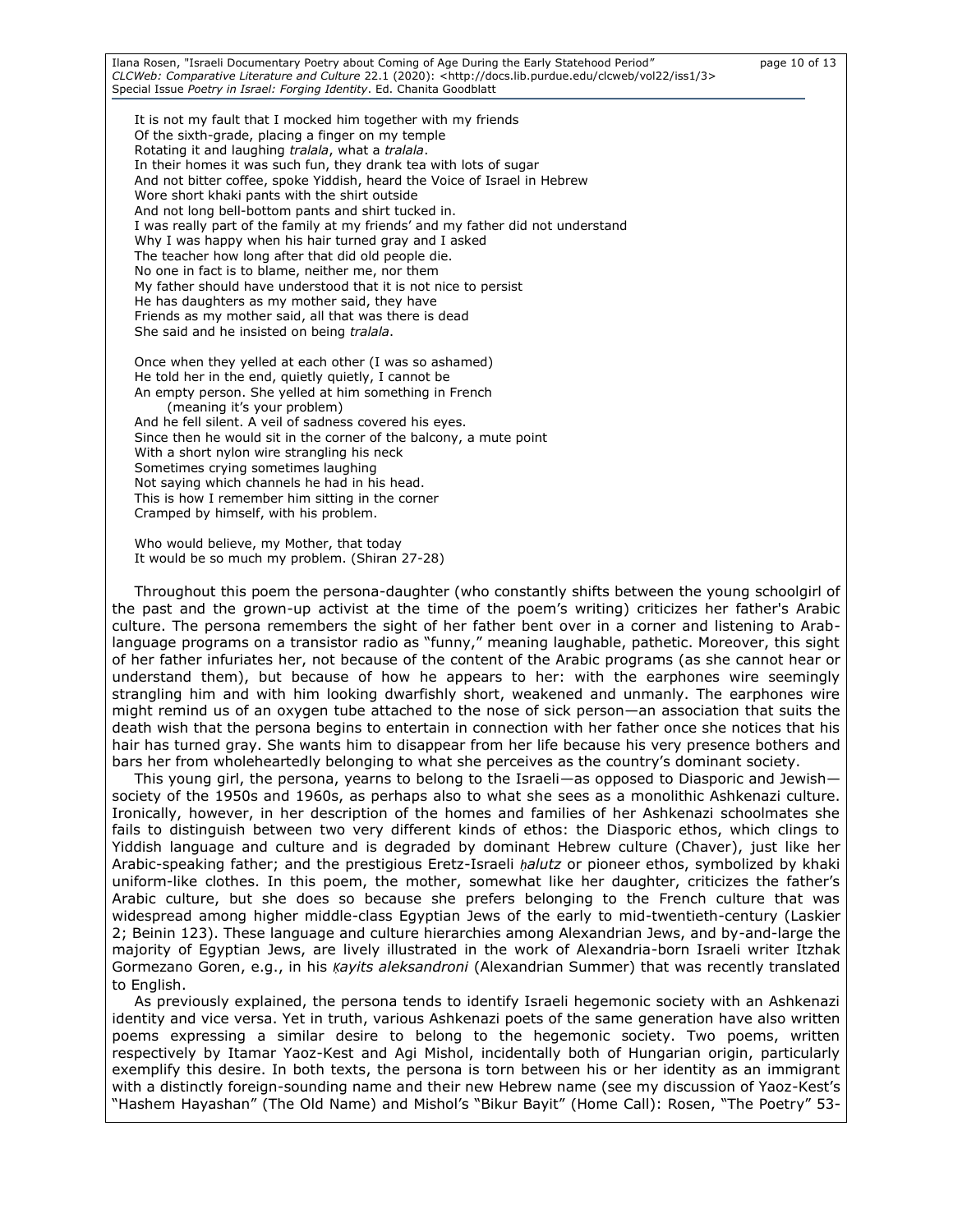It is not my fault that I mocked him together with my friends  
Of the sixth-grade, placing a finger on my temple  
Rotating it and laughing *tralala*, what a *tralala*.  
In their homes it was such fun, they drank tea with lots of sugar  
And not bitter coffee, spoke Yiddish, heard the Voice of Israel in Hebrew  
Wore short khaki pants with the shirt outside  
And not long bell-bottom pants and shirt tucked in.  
I was really part of the family at my friends' and my father did not understand  
Why I was happy when his hair turned gray and I asked  
The teacher how long after that did old people die.  
No one in fact is to blame, neither me, nor them  
My father should have understood that it is not nice to persist  
He has daughters as my mother said, they have  
Friends as my mother said, all that was there is dead  
She said and he insisted on being *tralala*.

Once when they yelled at each other (I was so ashamed)  
He told her in the end, quietly quietly, I cannot be  
An empty person. She yelled at him something in French  
(meaning it's your problem)  
And he fell silent. A veil of sadness covered his eyes.  
Since then he would sit in the corner of the balcony, a mute point  
With a short nylon wire strangling his neck  
Sometimes crying sometimes laughing  
Not saying which channels he had in his head.  
This is how I remember him sitting in the corner  
Cramped by himself, with his problem.

Who would believe, my Mother, that today  
It would be so much my problem. (Shiran 27-28)

Throughout this poem the persona-daughter (who constantly shifts between the young schoolgirl of the past and the grown-up activist at the time of the poem's writing) criticizes her father's Arabic culture. The persona remembers the sight of her father bent over in a corner and listening to Arab-language programs on a transistor radio as "funny," meaning laughable, pathetic. Moreover, this sight of her father infuriates her, not because of the content of the Arabic programs (as she cannot hear or understand them), but because of how he appears to her: with the earphones wire seemingly strangling him and with him looking dwarfishly short, weakened and unmanly. The earphones wire might remind us of an oxygen tube attached to the nose of sick person—an association that suits the death wish that the persona begins to entertain in connection with her father once she notices that his hair has turned gray. She wants him to disappear from her life because his very presence bothers and bars her from wholeheartedly belonging to what she perceives as the country's dominant society.

This young girl, the persona, yearns to belong to the Israeli—as opposed to Diasporic and Jewish—society of the 1950s and 1960s, as perhaps also to what she sees as a monolithic Ashkenazi culture. Ironically, however, in her description of the homes and families of her Ashkenazi schoolmates she fails to distinguish between two very different kinds of ethos: the Diasporic ethos, which clings to Yiddish language and culture and is degraded by dominant Hebrew culture (Chaver), just like her Arabic-speaking father; and the prestigious Eretz-Israeli *ḥalutz* or pioneer ethos, symbolized by khaki uniform-like clothes. In this poem, the mother, somewhat like her daughter, criticizes the father's Arabic culture, but she does so because she prefers belonging to the French culture that was widespread among higher middle-class Egyptian Jews of the early to mid-twentieth-century (Laskier 2; Beinin 123). These language and culture hierarchies among Alexandrian Jews, and by-and-large the majority of Egyptian Jews, are lively illustrated in the work of Alexandria-born Israeli writer Itzhak Gormezano Goren, e.g., in his *Ḳayits aleksandroni* (Alexandrian Summer) that was recently translated to English.

As previously explained, the persona tends to identify Israeli hegemonic society with an Ashkenazi identity and vice versa. Yet in truth, various Ashkenazi poets of the same generation have also written poems expressing a similar desire to belong to the hegemonic society. Two poems, written respectively by Itamar Yaoz-Kest and Agi Mishol, incidentally both of Hungarian origin, particularly exemplify this desire. In both texts, the persona is torn between his or her identity as an immigrant with a distinctly foreign-sounding name and their new Hebrew name (see my discussion of Yaoz-Kest's "Hashem Hayashan" (The Old Name) and Mishol's "Bikur Bayit" (Home Call): Rosen, "The Poetry" 53-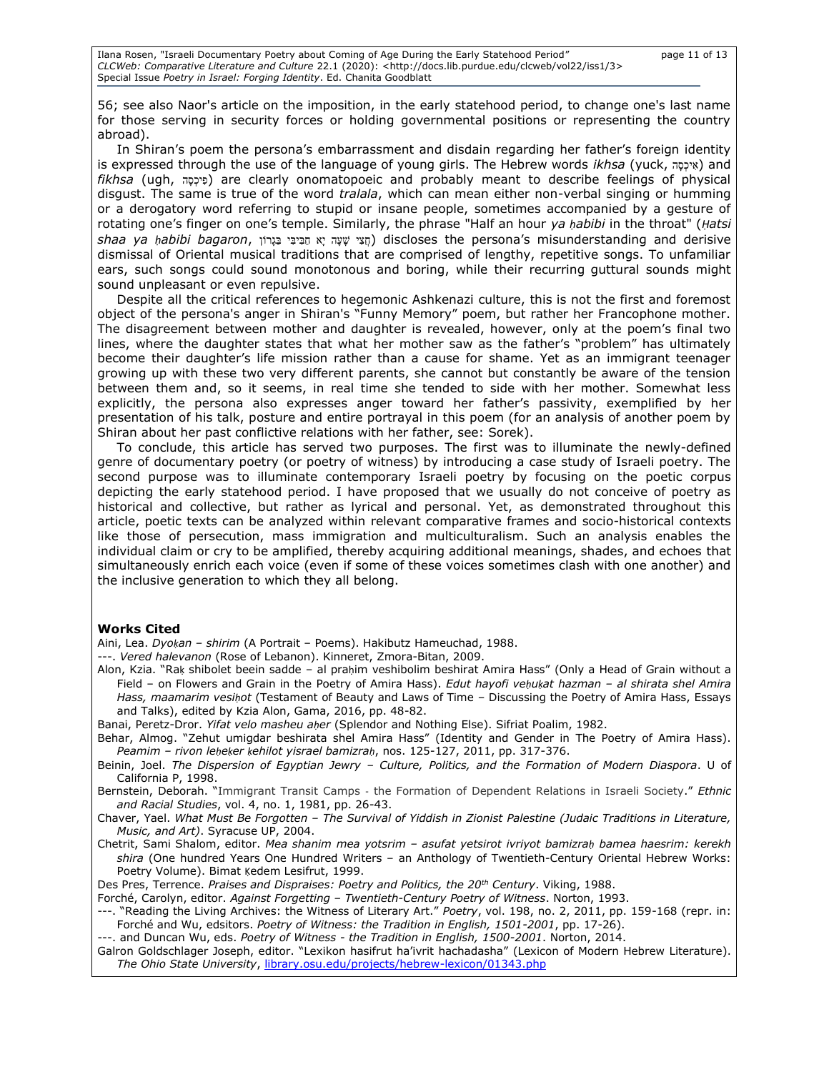56; see also Naor's article on the imposition, in the early statehood period, to change one's last name for those serving in security forces or holding governmental positions or representing the country abroad).

In Shiran's poem the persona's embarrassment and disdain regarding her father's foreign identity is expressed through the use of the language of young girls. The Hebrew words *ikhsa* (yuck, אִיכְסָה) and *fikhsa* (ugh, פִּיכְסָה) are clearly onomatopoeic and probably meant to describe feelings of physical disgust. The same is true of the word *tralala*, which can mean either non-verbal singing or humming or a derogatory word referring to stupid or insane people, sometimes accompanied by a gesture of rotating one's finger on one's temple. Similarly, the phrase "Half an hour *ya ḥabibi* in the throat" (*Ḥatsi shaa ya ḥabibi bagaron*, חֲצִי שָׁעָה יָא חַבִּיבִּי בַּגָּרוֹן) discloses the persona's misunderstanding and derisive dismissal of Oriental musical traditions that are comprised of lengthy, repetitive songs. To unfamiliar ears, such songs could sound monotonous and boring, while their recurring guttural sounds might sound unpleasant or even repulsive.

Despite all the critical references to hegemonic Ashkenazi culture, this is not the first and foremost object of the persona's anger in Shiran's "Funny Memory" poem, but rather her Francophone mother. The disagreement between mother and daughter is revealed, however, only at the poem's final two lines, where the daughter states that what her mother saw as the father's "problem" has ultimately become their daughter's life mission rather than a cause for shame. Yet as an immigrant teenager growing up with these two very different parents, she cannot but constantly be aware of the tension between them and, so it seems, in real time she tended to side with her mother. Somewhat less explicitly, the persona also expresses anger toward her father's passivity, exemplified by her presentation of his talk, posture and entire portrayal in this poem (for an analysis of another poem by Shiran about her past conflictive relations with her father, see: Sorek).

To conclude, this article has served two purposes. The first was to illuminate the newly-defined genre of documentary poetry (or poetry of witness) by introducing a case study of Israeli poetry. The second purpose was to illuminate contemporary Israeli poetry by focusing on the poetic corpus depicting the early statehood period. I have proposed that we usually do not conceive of poetry as historical and collective, but rather as lyrical and personal. Yet, as demonstrated throughout this article, poetic texts can be analyzed within relevant comparative frames and socio-historical contexts like those of persecution, mass immigration and multiculturalism. Such an analysis enables the individual claim or cry to be amplified, thereby acquiring additional meanings, shades, and echoes that simultaneously enrich each voice (even if some of these voices sometimes clash with one another) and the inclusive generation to which they all belong.

**Works Cited**

Aini, Lea. *Dyoḳan – shirim* (A Portrait – Poems). Hakibutz Hameuchad, 1988.

---. *Vered halevanon* (Rose of Lebanon). Kinneret, Zmora-Bitan, 2009.

Alon, Kzia. "Raḳ shibolet beein sadde – al praḥim veshibolim beshirat Amira Hass" (Only a Head of Grain without a Field – on Flowers and Grain in the Poetry of Amira Hass). *Edut hayofi veḥuḳat hazman – al shirata shel Amira Hass, maamarim vesiḥot* (Testament of Beauty and Laws of Time – Discussing the Poetry of Amira Hass, Essays and Talks), edited by Kzia Alon, Gama, 2016, pp. 48-82.

Banai, Peretz-Dror. *Yifat velo masheu aḥer* (Splendor and Nothing Else). Sifriat Poalim, 1982.

Behar, Almog. "Zehut umigdar beshirata shel Amira Hass" (Identity and Gender in The Poetry of Amira Hass). *Peamim – rivon leḥeḳer ḳehilot yisrael bamizraḥ*, nos. 125-127, 2011, pp. 317-376.

Beinin, Joel. *The Dispersion of Egyptian Jewry – Culture, Politics, and the Formation of Modern Diaspora*. U of California P, 1998.

Bernstein, Deborah. "Immigrant Transit Camps - the Formation of Dependent Relations in Israeli Society." *Ethnic and Racial Studies*, vol. 4, no. 1, 1981, pp. 26-43.

Chaver, Yael. *What Must Be Forgotten – The Survival of Yiddish in Zionist Palestine (Judaic Traditions in Literature, Music, and Art)*. Syracuse UP, 2004.

Chetrit, Sami Shalom, editor. *Mea shanim mea yotsrim – asufat yetsirot ivriyot bamizraḥ bamea haesrim: kerekh shira* (One hundred Years One Hundred Writers – an Anthology of Twentieth-Century Oriental Hebrew Works: Poetry Volume). Bimat Ḳedem Lesifrut, 1999.

Des Pres, Terrence. *Praises and Dispraises: Poetry and Politics, the 20th Century*. Viking, 1988.

Forché, Carolyn, editor. *Against Forgetting – Twentieth-Century Poetry of Witness*. Norton, 1993.

---. "Reading the Living Archives: the Witness of Literary Art." *Poetry*, vol. 198, no. 2, 2011, pp. 159-168 (repr. in: Forché and Wu, edsitors. *Poetry of Witness: the Tradition in English, 1501-2001*, pp. 17-26).

---. and Duncan Wu, eds. *Poetry of Witness - the Tradition in English, 1500-2001*. Norton, 2014.

Galron Goldschlager Joseph, editor. "Lexikon hasifrut ha'ivrit hachadasha" (Lexicon of Modern Hebrew Literature). *The Ohio State University*, library.osu.edu/projects/hebrew-lexicon/01343.php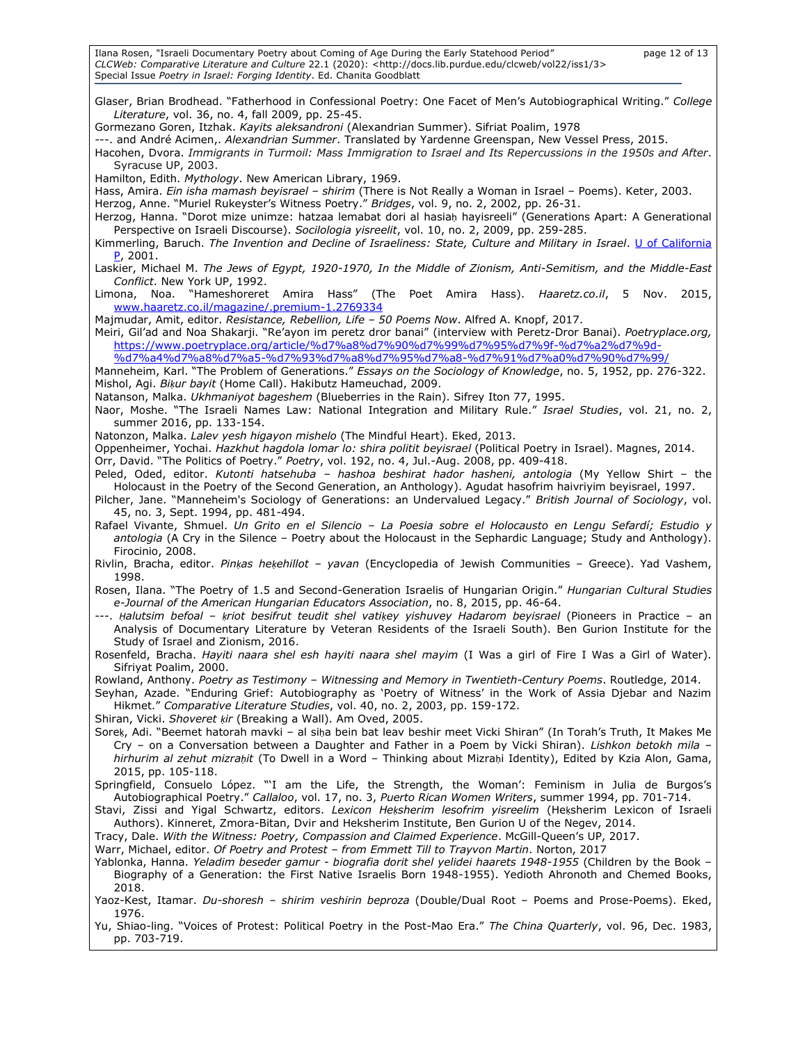Glaser, Brian Brodhead. "Fatherhood in Confessional Poetry: One Facet of Men's Autobiographical Writing." *College Literature*, vol. 36, no. 4, fall 2009, pp. 25-45.

Gormezano Goren, Itzhak. *Kayits aleksandroni* (Alexandrian Summer). Sifriat Poalim, 1978

---. and André Acimen,. *Alexandrian Summer*. Translated by Yardenne Greenspan, New Vessel Press, 2015.

Hacohen, Dvora. *Immigrants in Turmoil: Mass Immigration to Israel and Its Repercussions in the 1950s and After*. Syracuse UP, 2003.

Hamilton, Edith. *Mythology*. New American Library, 1969.

Hass, Amira. *Ein isha mamash beyisrael – shirim* (There is Not Really a Woman in Israel – Poems). Keter, 2003.

Herzog, Anne. "Muriel Rukeyster's Witness Poetry." *Bridges*, vol. 9, no. 2, 2002, pp. 26-31.

Herzog, Hanna. "Dorot mize unimze: hatzaa lemabat dori al hasiaḥ hayisreeli" (Generations Apart: A Generational Perspective on Israeli Discourse). *Socilologia yisreelit*, vol. 10, no. 2, 2009, pp. 259-285.

Kimmerling, Baruch. *The Invention and Decline of Israeliness: State, Culture and Military in Israel*. U of California P, 2001.

Laskier, Michael M. *The Jews of Egypt, 1920-1970, In the Middle of Zionism, Anti-Semitism, and the Middle-East Conflict*. New York UP, 1992.

Limona, Noa. "Hameshoreret Amira Hass" (The Poet Amira Hass). *Haaretz.co.il*, 5 Nov. 2015, www.haaretz.co.il/magazine/.premium-1.2769334

Majmudar, Amit, editor. *Resistance, Rebellion, Life – 50 Poems Now*. Alfred A. Knopf, 2017.

Meiri, Gil'ad and Noa Shakarji. "Re'ayon im peretz dror banai" (interview with Peretz-Dror Banai). *Poetryplace.org*, https://www.poetryplace.org/article/%d7%a8%d7%90%d7%99%d7%95%d7%9f-%d7%a2%d7%9d-%d7%a4%d7%a8%d7%a5-%d7%93%d7%a8%d7%95%d7%a8-%d7%91%d7%a0%d7%90%d7%99/

Manneheim, Karl. "The Problem of Generations." *Essays on the Sociology of Knowledge*, no. 5, 1952, pp. 276-322.

Mishol, Agi. *Biḳur bayit* (Home Call). Hakibutz Hameuchad, 2009.

Natanson, Malka. *Ukhmaniyot bageshem* (Blueberries in the Rain). Sifrey Iton 77, 1995.

Naor, Moshe. "The Israeli Names Law: National Integration and Military Rule." *Israel Studies*, vol. 21, no. 2, summer 2016, pp. 133-154.

Natonzon, Malka. *Lalev yesh higayon mishelo* (The Mindful Heart). Eked, 2013.

Oppenheimer, Yochai. *Hazkhut hagdola lomar lo: shira politit beyisrael* (Political Poetry in Israel). Magnes, 2014.

Orr, David. "The Politics of Poetry." *Poetry*, vol. 192, no. 4, Jul.-Aug. 2008, pp. 409-418.

Peled, Oded, editor. *Kutonti hatsehuba – hashoa beshirat hador hasheni, antologia* (My Yellow Shirt – the Holocaust in the Poetry of the Second Generation, an Anthology). Agudat hasofrim haivriyim beyisrael, 1997.

Pilcher, Jane. "Manneheim's Sociology of Generations: an Undervalued Legacy." *British Journal of Sociology*, vol. 45, no. 3, Sept. 1994, pp. 481-494.

Rafael Vivante, Shmuel. *Un Grito en el Silencio – La Poesia sobre el Holocausto en Lengu Sefardí; Estudio y antologia* (A Cry in the Silence – Poetry about the Holocaust in the Sephardic Language; Study and Anthology). Firocinio, 2008.

Rivlin, Bracha, editor. *Pinḳas heḳehillot – yavan* (Encyclopedia of Jewish Communities – Greece). Yad Vashem, 1998.

Rosen, Ilana. "The Poetry of 1.5 and Second-Generation Israelis of Hungarian Origin." *Hungarian Cultural Studies e-Journal of the American Hungarian Educators Association*, no. 8, 2015, pp. 46-64.

---. *Ḥalutsim befoal – ḳriot besifrut teudit shel vatiḳey yishuvey Hadarom beyisrael* (Pioneers in Practice – an Analysis of Documentary Literature by Veteran Residents of the Israeli South). Ben Gurion Institute for the Study of Israel and Zionism, 2016.

Rosenfeld, Bracha. *Hayiti naara shel esh hayiti naara shel mayim* (I Was a girl of Fire I Was a Girl of Water). Sifriyat Poalim, 2000.

Rowland, Anthony. *Poetry as Testimony – Witnessing and Memory in Twentieth-Century Poems*. Routledge, 2014.

Seyhan, Azade. "Enduring Grief: Autobiography as 'Poetry of Witness' in the Work of Assia Djebar and Nazim Hikmet." *Comparative Literature Studies*, vol. 40, no. 2, 2003, pp. 159-172.

Shiran, Vicki. *Shoveret ḳir* (Breaking a Wall). Am Oved, 2005.

Soreḳ, Adi. "Beemet hatorah mavki – al siḥa bein bat leav beshir meet Vicki Shiran" (In Torah's Truth, It Makes Me Cry – on a Conversation between a Daughter and Father in a Poem by Vicki Shiran). *Lishkon betokh mila – hirhurim al zehut mizraḥit* (To Dwell in a Word – Thinking about Mizraḥi Identity), Edited by Kzia Alon, Gama, 2015, pp. 105-118.

Springfield, Consuelo López. "'I am the Life, the Strength, the Woman': Feminism in Julia de Burgos's Autobiographical Poetry." *Callaloo*, vol. 17, no. 3, *Puerto Rican Women Writers*, summer 1994, pp. 701-714.

Stavi, Zissi and Yigal Schwartz, editors. *Lexicon Heḳsherim lesofrim yisreelim* (Heḳsherim Lexicon of Israeli Authors). Kinneret, Zmora-Bitan, Dvir and Heksherim Institute, Ben Gurion U of the Negev, 2014.

Tracy, Dale. *With the Witness: Poetry, Compassion and Claimed Experience*. McGill-Queen's UP, 2017.

Warr, Michael, editor. *Of Poetry and Protest – from Emmett Till to Trayvon Martin*. Norton, 2017

Yablonka, Hanna. *Yeladim beseder gamur - biografia dorit shel yelidei haarets 1948-1955* (Children by the Book – Biography of a Generation: the First Native Israelis Born 1948-1955). Yedioth Ahronoth and Chemed Books, 2018.

Yaoz-Kest, Itamar. *Du-shoresh – shirim veshirin beproza* (Double/Dual Root – Poems and Prose-Poems). Eked, 1976.

Yu, Shiao-ling. "Voices of Protest: Political Poetry in the Post-Mao Era." *The China Quarterly*, vol. 96, Dec. 1983, pp. 703-719.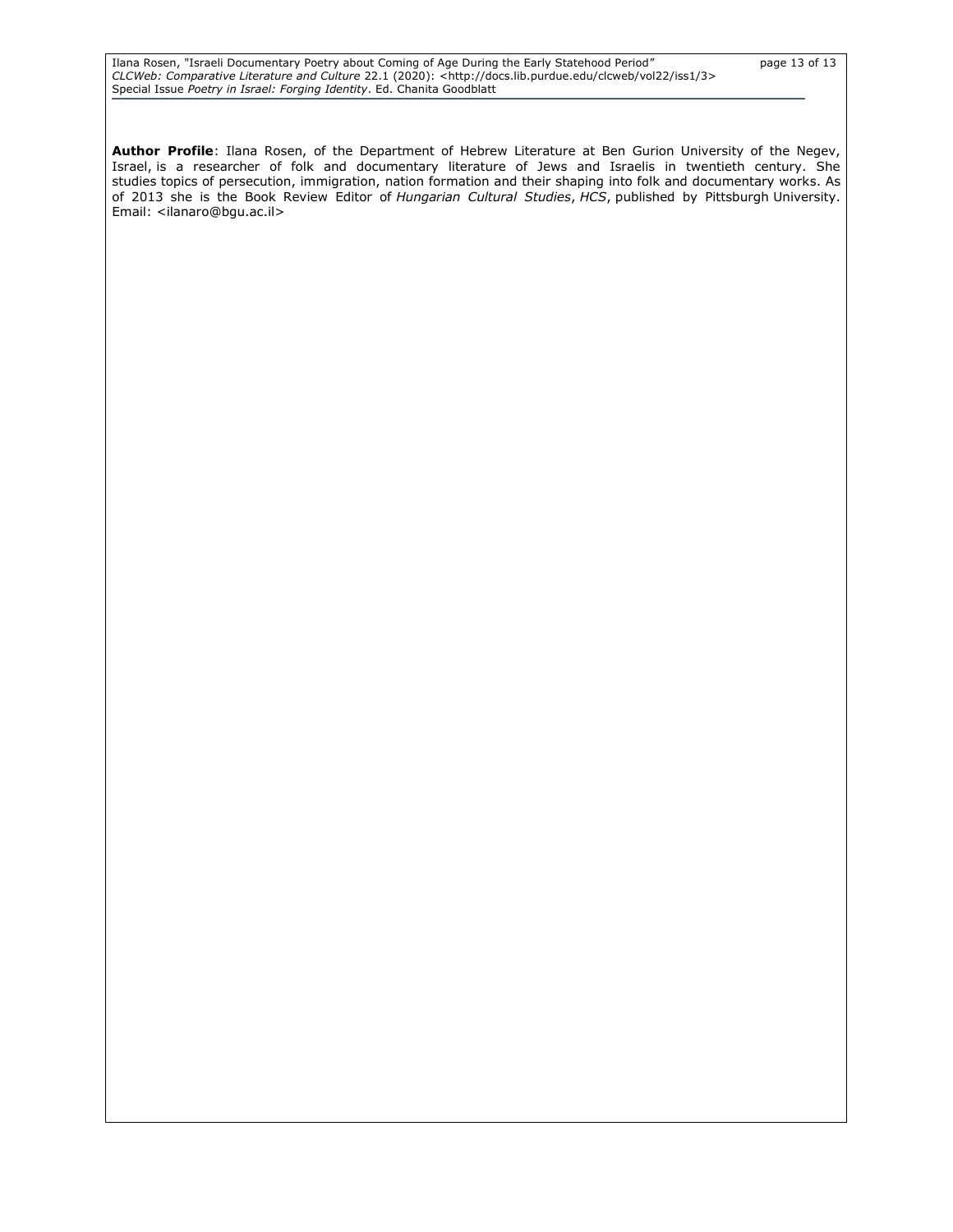**Author Profile**: Ilana Rosen, of the Department of Hebrew Literature at Ben Gurion University of the Negev, Israel, is a researcher of folk and documentary literature of Jews and Israelis in twentieth century. She studies topics of persecution, immigration, nation formation and their shaping into folk and documentary works. As of 2013 she is the Book Review Editor of *Hungarian Cultural Studies*, *HCS*, published by Pittsburgh University. Email: <ilanaro@bgu.ac.il>